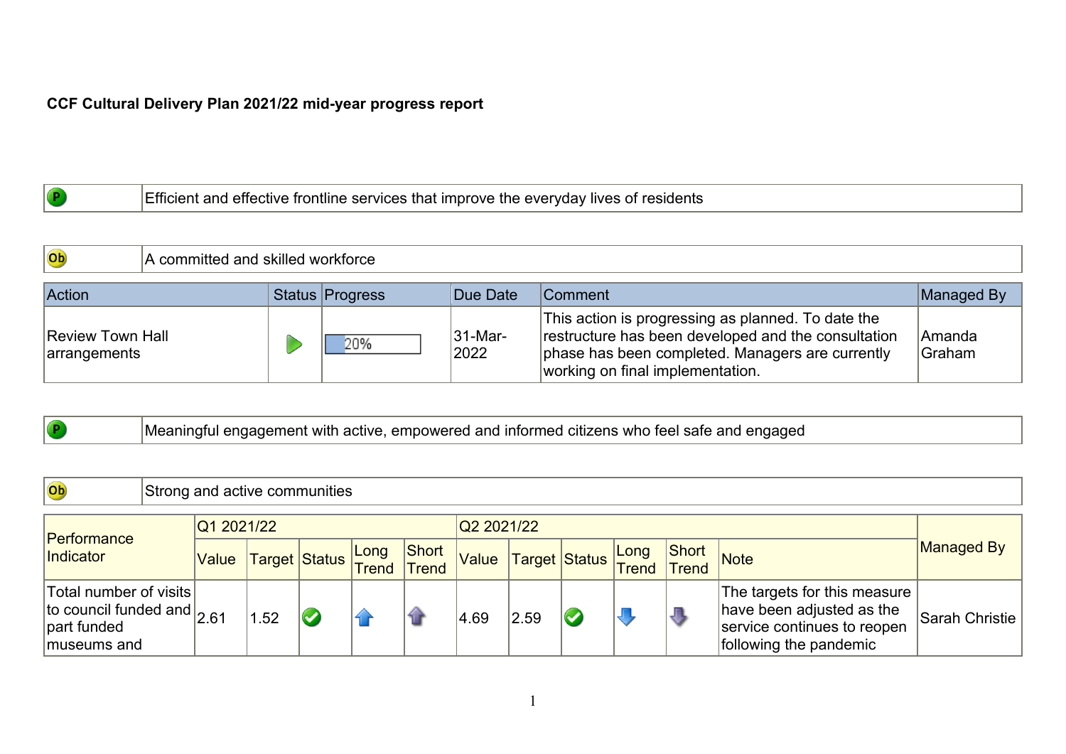**CCF Cultural Delivery Plan 2021/22 mid-year progress report**

| P | Efficient and effective frontline services that improve the everyday lives of residents |
|---|---|

| Ob | A committed and skilled workforce |
|---|---|

| Action | Status | Progress | Due Date | Comment | Managed By |
|---|---|---|---|---|---|
| Review Town Hall arrangements | ▶ | 20% | 31-Mar-2022 | This action is progressing as planned. To date the restructure has been developed and the consultation phase has been completed. Managers are currently working on final implementation. | Amanda Graham |

| P | Meaningful engagement with active, empowered and informed citizens who feel safe and engaged |
|---|---|

| Ob | Strong and active communities |
|---|---|

| Performance Indicator | Q1 2021/22 | | | | | Q2 2021/22 | | | | | | Managed By |
|---|---|---|---|---|---|---|---|---|---|---|---|---|
| | Value | Target | Status | Long Trend | Short Trend | Value | Target | Status | Long Trend | Short Trend | Note | |
| Total number of visits to council funded and part funded museums and | 2.61 | 1.52 | ✔ | ⬆ | ⬆ | 4.69 | 2.59 | ✔ | ⬇ | ⬇ | The targets for this measure have been adjusted as the service continues to reopen following the pandemic | Sarah Christie |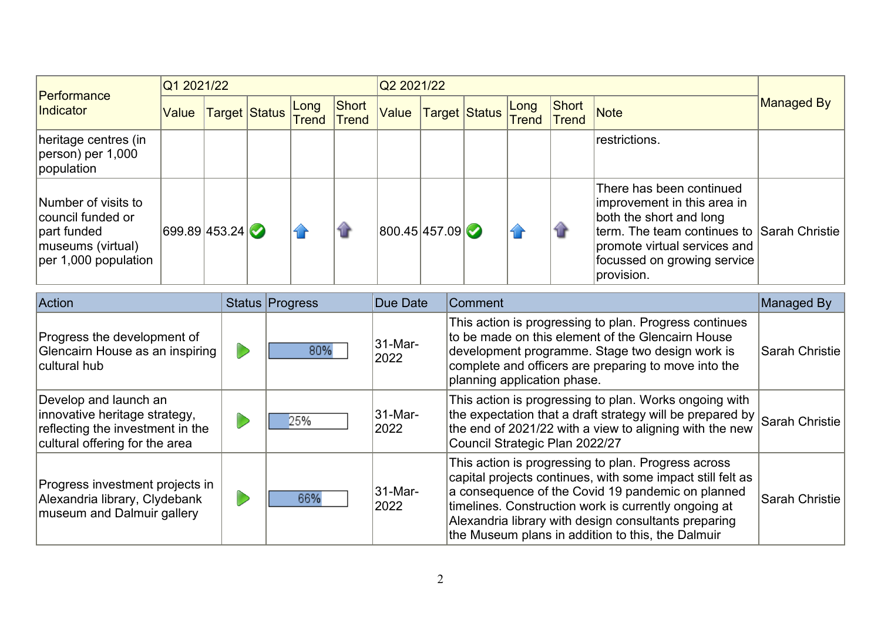| Performance Indicator | Q1 2021/22 | | | | | Q2 2021/22 | | | | | | Managed By |
|---|---|---|---|---|---|---|---|---|---|---|---|---|
| | Value | Target | Status | Long Trend | Short Trend | Value | Target | Status | Long Trend | Short Trend | Note | |
| heritage centres (in person) per 1,000 population | | | | | | | | | | | restrictions. | |
| Number of visits to council funded or part funded museums (virtual) per 1,000 population | 699.89 | 453.24 | ✅ | ⬆ | ⬆ | 800.45 | 457.09 | ✅ | ⬆ | ⬆ | There has been continued improvement in this area in both the short and long term. The team continues to promote virtual services and focussed on growing service provision. | Sarah Christie |

| Action | Status | Progress | Due Date | Comment | Managed By |
|---|---|---|---|---|---|
| Progress the development of Glencairn House as an inspiring cultural hub | ▶ | 80% | 31-Mar-2022 | This action is progressing to plan. Progress continues to be made on this element of the Glencairn House development programme. Stage two design work is complete and officers are preparing to move into the planning application phase. | Sarah Christie |
| Develop and launch an innovative heritage strategy, reflecting the investment in the cultural offering for the area | ▶ | 25% | 31-Mar-2022 | This action is progressing to plan. Works ongoing with the expectation that a draft strategy will be prepared by the end of 2021/22 with a view to aligning with the new Council Strategic Plan 2022/27 | Sarah Christie |
| Progress investment projects in Alexandria library, Clydebank museum and Dalmuir gallery | ▶ | 66% | 31-Mar-2022 | This action is progressing to plan. Progress across capital projects continues, with some impact still felt as a consequence of the Covid 19 pandemic on planned timelines. Construction work is currently ongoing at Alexandria library with design consultants preparing the Museum plans in addition to this, the Dalmuir | Sarah Christie |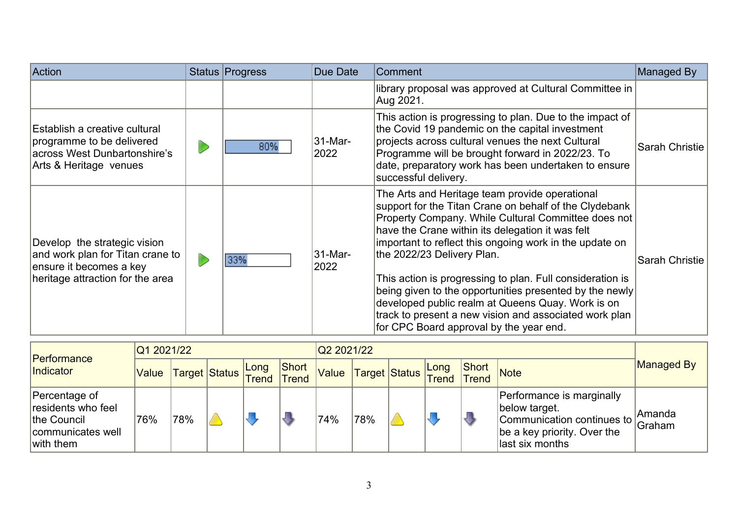| Action | Status | Progress | Due Date | Comment | Managed By |
|---|---|---|---|---|---|
| | | | | library proposal was approved at Cultural Committee in Aug 2021. | |
| Establish a creative cultural programme to be delivered across West Dunbartonshire's Arts & Heritage venues | | 80% | 31-Mar-2022 | This action is progressing to plan. Due to the impact of the Covid 19 pandemic on the capital investment projects across cultural venues the next Cultural Programme will be brought forward in 2022/23. To date, preparatory work has been undertaken to ensure successful delivery. | Sarah Christie |
| Develop the strategic vision and work plan for Titan crane to ensure it becomes a key heritage attraction for the area | | 33% | 31-Mar-2022 | The Arts and Heritage team provide operational support for the Titan Crane on behalf of the Clydebank Property Company. While Cultural Committee does not have the Crane within its delegation it was felt important to reflect this ongoing work in the update on the 2022/23 Delivery Plan.<br><br>This action is progressing to plan. Full consideration is being given to the opportunities presented by the newly developed public realm at Queens Quay. Work is on track to present a new vision and associated work plan for CPC Board approval by the year end. | Sarah Christie |

| Performance Indicator | Q1 2021/22 | | | | | Q2 2021/22 | | | | | | Managed By |
|---|---|---|---|---|---|---|---|---|---|---|---|---|
| | Value | Target | Status | Long Trend | Short Trend | Value | Target | Status | Long Trend | Short Trend | Note | |
| Percentage of residents who feel the Council communicates well with them | 76% | 78% | | | | 74% | 78% | | | | Performance is marginally below target. Communication continues to be a key priority. Over the last six months | Amanda Graham |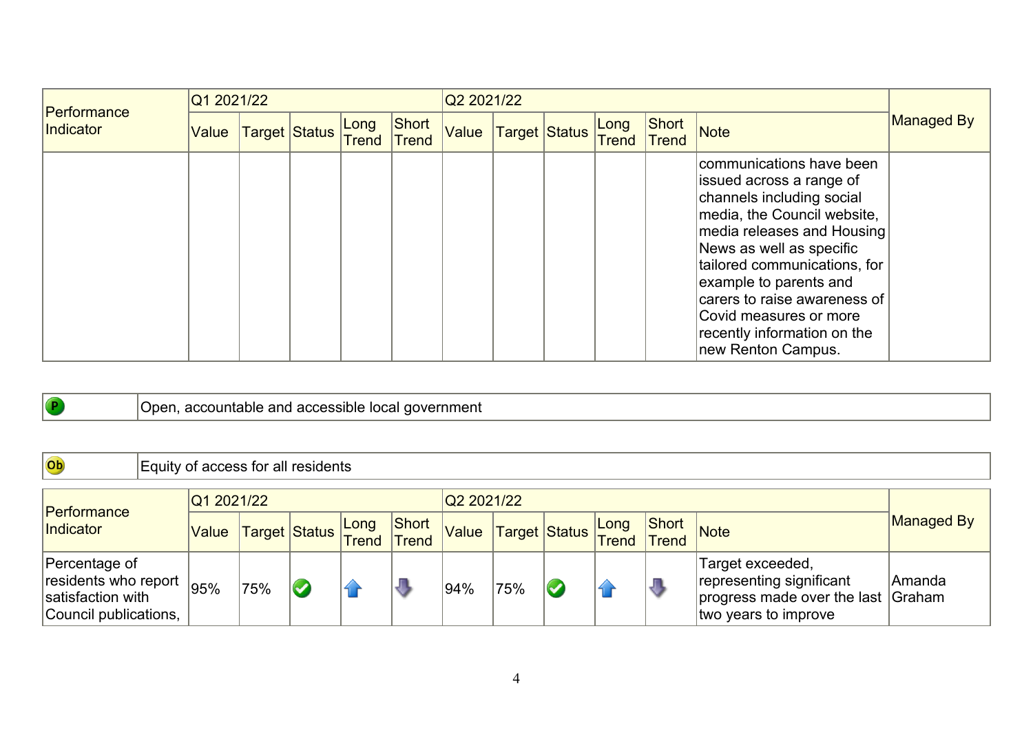| Performance Indicator | Q1 2021/22 | | | | | Q2 2021/22 | | | | | | Managed By |
|---|---|---|---|---|---|---|---|---|---|---|---|---|
| | Value | Target | Status | Long Trend | Short Trend | Value | Target | Status | Long Trend | Short Trend | Note | |
| | | | | | | | | | | | communications have been issued across a range of channels including social media, the Council website, media releases and Housing News as well as specific tailored communications, for example to parents and carers to raise awareness of Covid measures or more recently information on the new Renton Campus. | |

| P | Open, accountable and accessible local government |
|---|---|

| Ob | Equity of access for all residents |
|---|---|

| Performance Indicator | Q1 2021/22 | | | | | Q2 2021/22 | | | | | | Managed By |
|---|---|---|---|---|---|---|---|---|---|---|---|---|
| | Value | Target | Status | Long Trend | Short Trend | Value | Target | Status | Long Trend | Short Trend | Note | |
| Percentage of residents who report satisfaction with Council publications, | 95% | 75% | ✔ | ⬆ | ⬇ | 94% | 75% | ✔ | ⬆ | ⬇ | Target exceeded, representing significant progress made over the last two years to improve | Amanda Graham |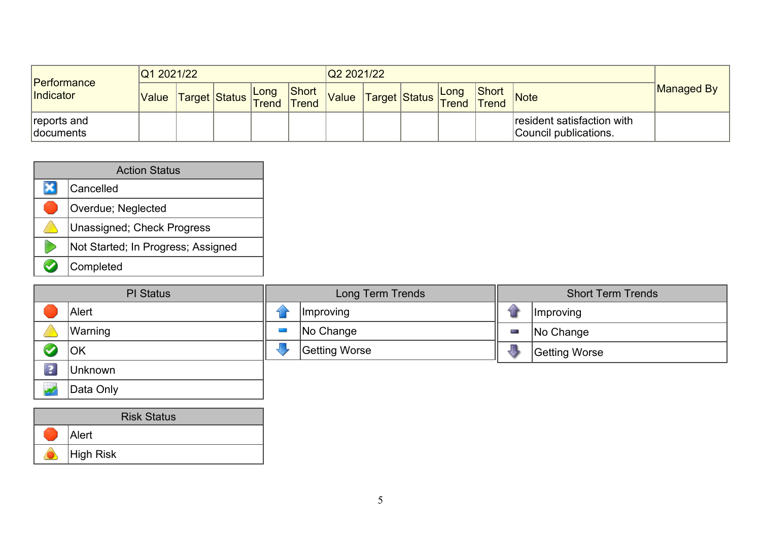| Performance Indicator | Q1 2021/22 | | | | | Q2 2021/22 | | | | | | Managed By |
|---|---|---|---|---|---|---|---|---|---|---|---|---|
| | Value | Target | Status | Long Trend | Short Trend | Value | Target | Status | Long Trend | Short Trend | Note | |
| reports and documents | | | | | | | | | | | resident satisfaction with Council publications. | |

| Action Status | |
|---|---|
| | Cancelled |
| | Overdue; Neglected |
| | Unassigned; Check Progress |
| | Not Started; In Progress; Assigned |
| | Completed |

| PI Status | |
|---|---|
| | Alert |
| | Warning |
| | OK |
| | Unknown |
| | Data Only |

| Long Term Trends | |
|---|---|
| | Improving |
| | No Change |
| | Getting Worse |

| Short Term Trends | |
|---|---|
| | Improving |
| | No Change |
| | Getting Worse |

| Risk Status | |
|---|---|
| | Alert |
| | High Risk |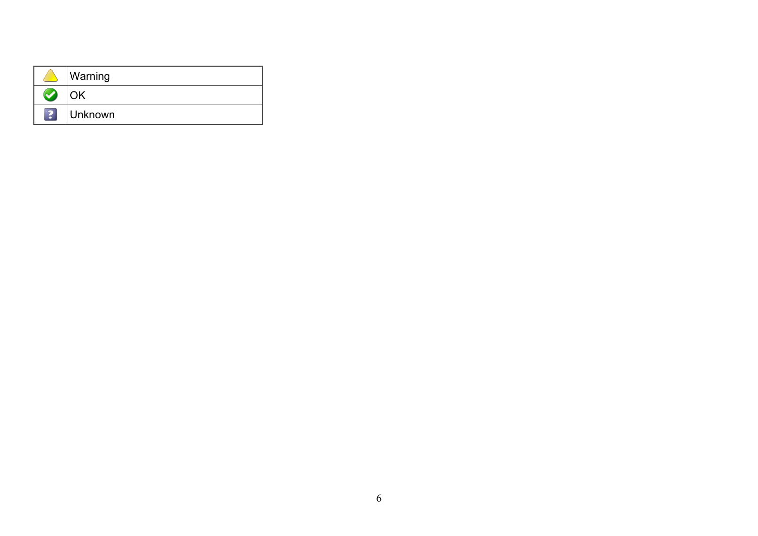| | |
|---|---|
| ⚠ | Warning |
| ✅ | OK |
| ❓ | Unknown |